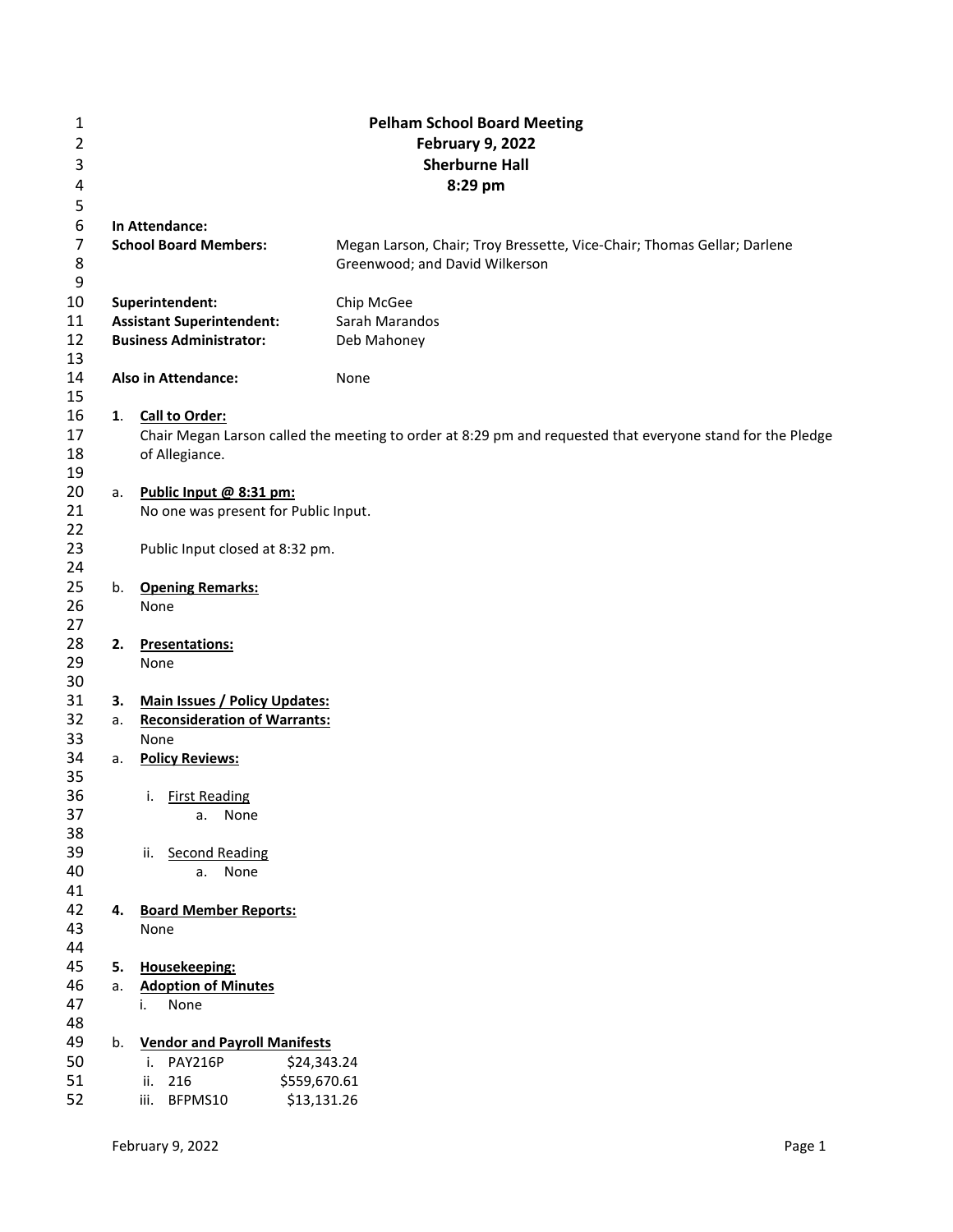# Pelham School Board Meeting
## February 9, 2022
## Sherburne Hall
## 8:29 pm

**In Attendance:**

| | |
|---|---|
| **School Board Members:** | Megan Larson, Chair; Troy Bressette, Vice-Chair; Thomas Gellar; Darlene Greenwood; and David Wilkerson |
| **Superintendent:** | Chip McGee |
| **Assistant Superintendent:** | Sarah Marandos |
| **Business Administrator:** | Deb Mahoney |
| **Also in Attendance:** | None |

**1. Call to Order:**

Chair Megan Larson called the meeting to order at 8:29 pm and requested that everyone stand for the Pledge of Allegiance.

a. **Public Input @ 8:31 pm:**

No one was present for Public Input.

Public Input closed at 8:32 pm.

b. **Opening Remarks:**

None

**2. Presentations:**

None

**3. Main Issues / Policy Updates:**

a. **Reconsideration of Warrants:**

None

a. **Policy Reviews:**

i. First Reading
   a. None

ii. Second Reading
   a. None

**4. Board Member Reports:**

None

**5. Housekeeping:**

a. **Adoption of Minutes**

i. None

b. **Vendor and Payroll Manifests**

| | | |
|---|---|---|
| i. | PAY216P | $24,343.24 |
| ii. | 216 | $559,670.61 |
| iii. | BFPMS10 | $13,131.26 |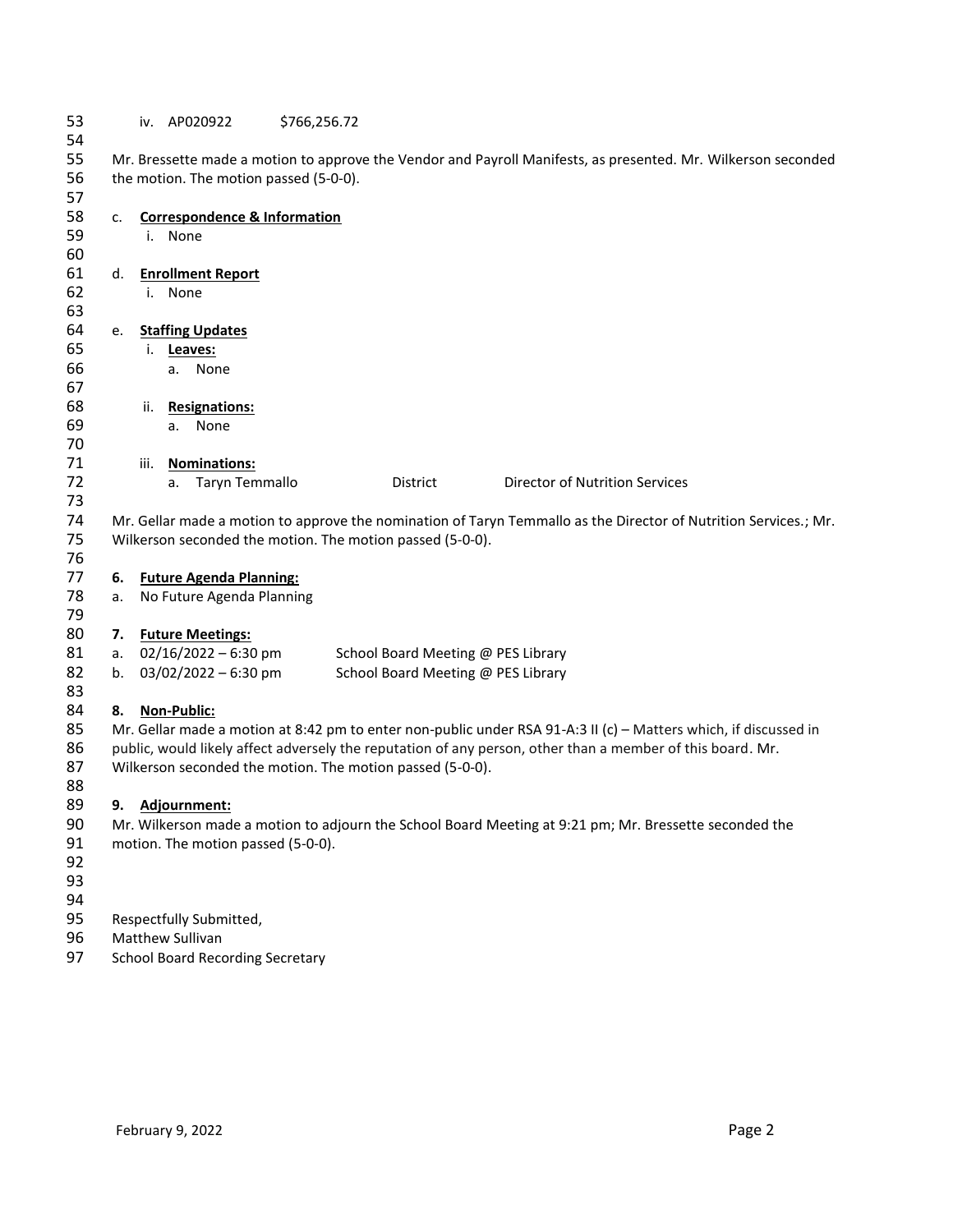iv. AP020922 $766,256.72

Mr. Bressette made a motion to approve the Vendor and Payroll Manifests, as presented. Mr. Wilkerson seconded the motion. The motion passed (5-0-0).

c. **Correspondence & Information**
   i. None

d. **Enrollment Report**
   i. None

e. **Staffing Updates**
   i. **Leaves:**
      a. None

   ii. **Resignations:**
      a. None

   iii. **Nominations:**
      a. Taryn Temmallo — District — Director of Nutrition Services

Mr. Gellar made a motion to approve the nomination of Taryn Temmallo as the Director of Nutrition Services.; Mr. Wilkerson seconded the motion. The motion passed (5-0-0).

**6. Future Agenda Planning:**

a. No Future Agenda Planning

**7. Future Meetings:**

a. 02/16/2022 – 6:30 pm — School Board Meeting @ PES Library
b. 03/02/2022 – 6:30 pm — School Board Meeting @ PES Library

**8. Non-Public:**

Mr. Gellar made a motion at 8:42 pm to enter non-public under RSA 91-A:3 II (c) – Matters which, if discussed in public, would likely affect adversely the reputation of any person, other than a member of this board. Mr. Wilkerson seconded the motion. The motion passed (5-0-0).

**9. Adjournment:**

Mr. Wilkerson made a motion to adjourn the School Board Meeting at 9:21 pm; Mr. Bressette seconded the motion. The motion passed (5-0-0).

Respectfully Submitted,
Matthew Sullivan
School Board Recording Secretary